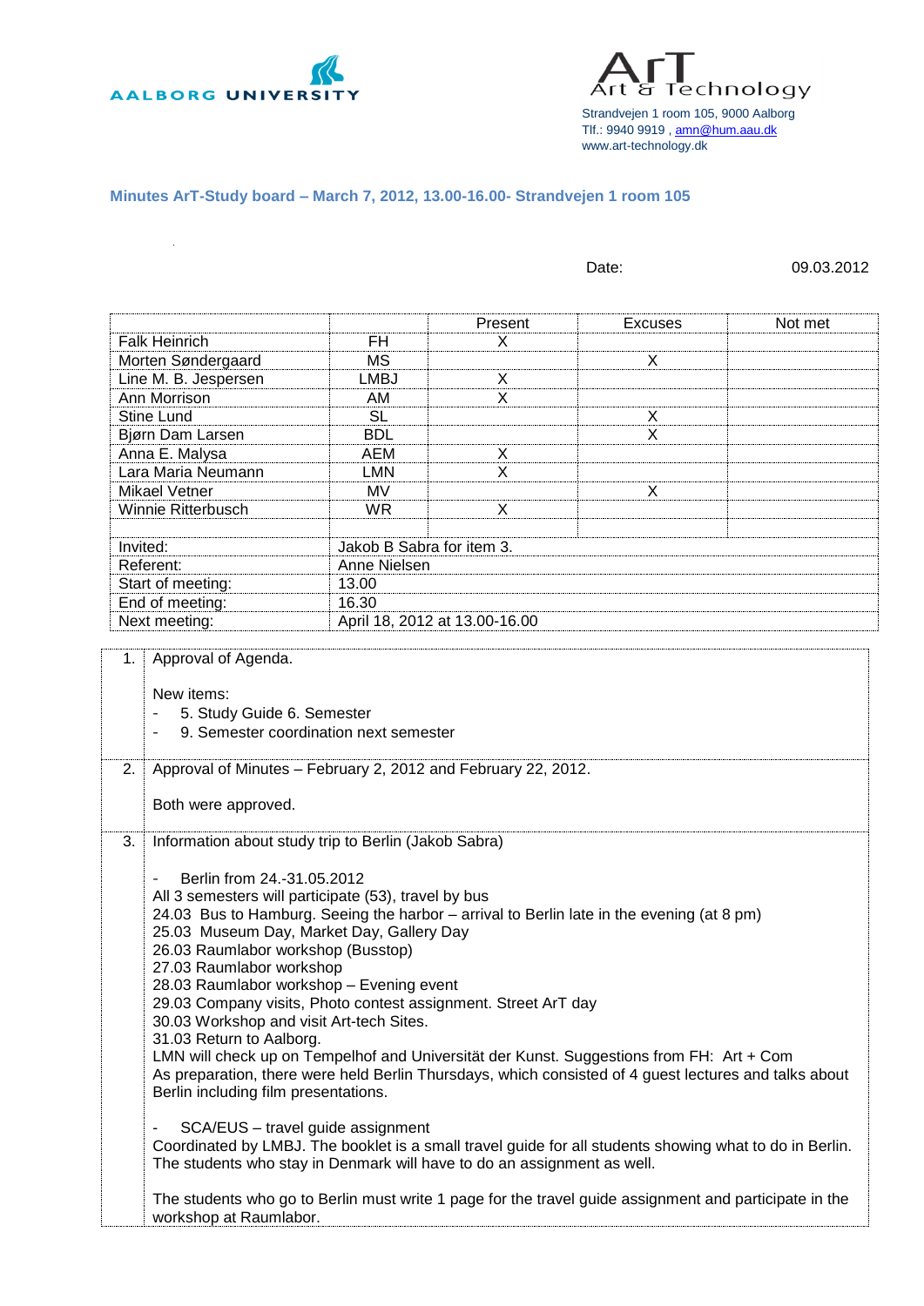AALBORG UNIVERSITY

ArT Art & Technology

Strandvejen 1 room 105, 9000 Aalborg
Tlf.: 9940 9919 , amn@hum.aau.dk
www.art-technology.dk

## Minutes ArT-Study board – March 7, 2012, 13.00-16.00- Strandvejen 1 room 105

Date: 09.03.2012

| | | Present | Excuses | Not met |
|---|---|---|---|---|
| Falk Heinrich | FH | X | | |
| Morten Søndergaard | MS | | X | |
| Line M. B. Jespersen | LMBJ | X | | |
| Ann Morrison | AM | X | | |
| Stine Lund | SL | | X | |
| Bjørn Dam Larsen | BDL | | X | |
| Anna E. Malysa | AEM | X | | |
| Lara Maria Neumann | LMN | X | | |
| Mikael Vetner | MV | | X | |
| Winnie Ritterbusch | WR | X | | |
| | | | | |
| Invited: | Jakob B Sabra for item 3. | | | |
| Referent: | Anne Nielsen | | | |
| Start of meeting: | 13.00 | | | |
| End of meeting: | 16.30 | | | |
| Next meeting: | April 18, 2012 at 13.00-16.00 | | | |

| | |
|---|---|
| 1. | Approval of Agenda.<br><br>New items:<br>- 5. Study Guide 6. Semester<br>- 9. Semester coordination next semester |
| 2. | Approval of Minutes – February 2, 2012 and February 22, 2012.<br><br>Both were approved. |
| 3. | Information about study trip to Berlin (Jakob Sabra)<br><br>- Berlin from 24.-31.05.2012<br>All 3 semesters will participate (53), travel by bus<br>24.03 Bus to Hamburg. Seeing the harbor – arrival to Berlin late in the evening (at 8 pm)<br>25.03 Museum Day, Market Day, Gallery Day<br>26.03 Raumlabor workshop (Busstop)<br>27.03 Raumlabor workshop<br>28.03 Raumlabor workshop – Evening event<br>29.03 Company visits, Photo contest assignment. Street ArT day<br>30.03 Workshop and visit Art-tech Sites.<br>31.03 Return to Aalborg.<br>LMN will check up on Tempelhof and Universität der Kunst. Suggestions from FH: Art + Com<br>As preparation, there were held Berlin Thursdays, which consisted of 4 guest lectures and talks about Berlin including film presentations.<br><br>- SCA/EUS – travel guide assignment<br>Coordinated by LMBJ. The booklet is a small travel guide for all students showing what to do in Berlin. The students who stay in Denmark will have to do an assignment as well.<br><br>The students who go to Berlin must write 1 page for the travel guide assignment and participate in the workshop at Raumlabor. |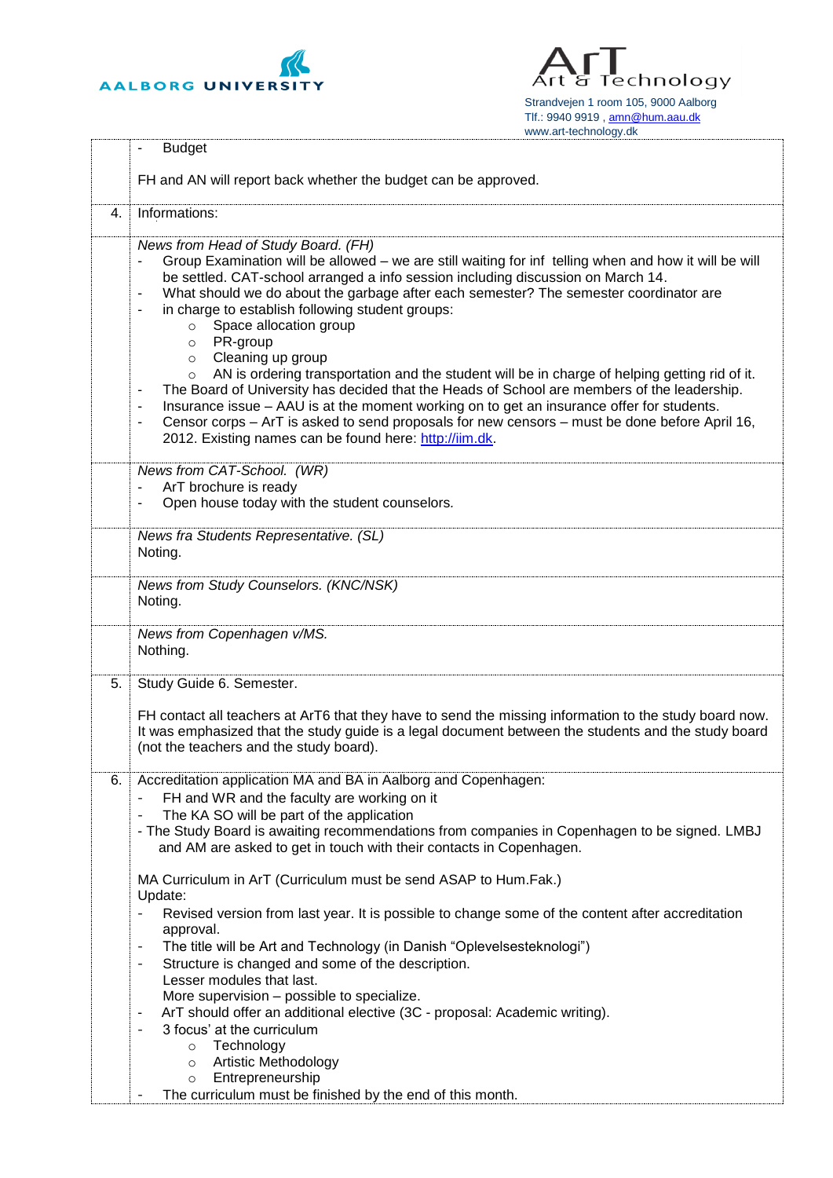| | |
|---|---|
| | - Budget<br><br>FH and AN will report back whether the budget can be approved. |
| 4. | Informations: |
| | *News from Head of Study Board. (FH)*<br>- Group Examination will be allowed – we are still waiting for inf telling when and how it will be will be settled. CAT-school arranged a info session including discussion on March 14.<br>- What should we do about the garbage after each semester? The semester coordinator are<br>- in charge to establish following student groups:<br>&nbsp;&nbsp;&nbsp;&nbsp;○ Space allocation group<br>&nbsp;&nbsp;&nbsp;&nbsp;○ PR-group<br>&nbsp;&nbsp;&nbsp;&nbsp;○ Cleaning up group<br>&nbsp;&nbsp;&nbsp;&nbsp;○ AN is ordering transportation and the student will be in charge of helping getting rid of it.<br>- The Board of University has decided that the Heads of School are members of the leadership.<br>- Insurance issue – AAU is at the moment working on to get an insurance offer for students.<br>- Censor corps – ArT is asked to send proposals for new censors – must be done before April 16, 2012. Existing names can be found here: http://iim.dk. |
| | *News from CAT-School. (WR)*<br>- ArT brochure is ready<br>- Open house today with the student counselors. |
| | *News fra Students Representative. (SL)*<br>Noting. |
| | *News from Study Counselors. (KNC/NSK)*<br>Noting. |
| | *News from Copenhagen v/MS.*<br>Nothing. |
| 5. | Study Guide 6. Semester.<br><br>FH contact all teachers at ArT6 that they have to send the missing information to the study board now. It was emphasized that the study guide is a legal document between the students and the study board (not the teachers and the study board). |
| 6. | Accreditation application MA and BA in Aalborg and Copenhagen:<br>- FH and WR and the faculty are working on it<br>- The KA SO will be part of the application<br>- The Study Board is awaiting recommendations from companies in Copenhagen to be signed. LMBJ and AM are asked to get in touch with their contacts in Copenhagen.<br><br>MA Curriculum in ArT (Curriculum must be send ASAP to Hum.Fak.)<br>Update:<br>- Revised version from last year. It is possible to change some of the content after accreditation approval.<br>- The title will be Art and Technology (in Danish "Oplevelsesteknologi")<br>- Structure is changed and some of the description.<br>&nbsp;&nbsp;Lesser modules that last.<br>&nbsp;&nbsp;More supervision – possible to specialize.<br>- ArT should offer an additional elective (3C - proposal: Academic writing).<br>- 3 focus' at the curriculum<br>&nbsp;&nbsp;&nbsp;&nbsp;○ Technology<br>&nbsp;&nbsp;&nbsp;&nbsp;○ Artistic Methodology<br>&nbsp;&nbsp;&nbsp;&nbsp;○ Entrepreneurship<br>- The curriculum must be finished by the end of this month. |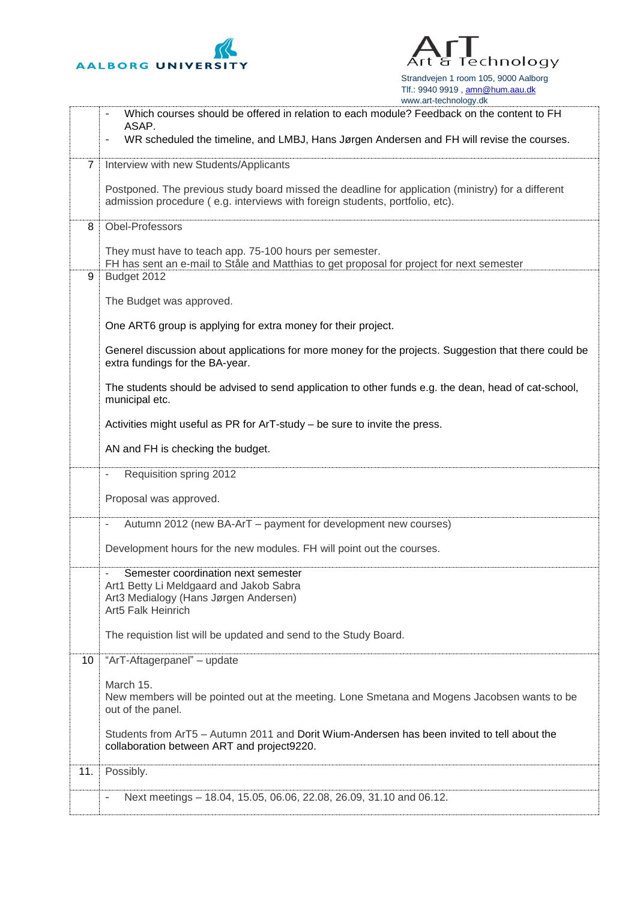| | |
|---|---|
| | - Which courses should be offered in relation to each module? Feedback on the content to FH ASAP.<br>- WR scheduled the timeline, and LMBJ, Hans Jørgen Andersen and FH will revise the courses. |
| 7 | Interview with new Students/Applicants<br><br>Postponed. The previous study board missed the deadline for application (ministry) for a different admission procedure ( e.g. interviews with foreign students, portfolio, etc). |
| 8 | Obel-Professors<br><br>They must have to teach app. 75-100 hours per semester.<br>FH has sent an e-mail to Ståle and Matthias to get proposal for project for next semester |
| 9 | Budget 2012<br><br>The Budget was approved.<br><br>One ART6 group is applying for extra money for their project.<br><br>Generel discussion about applications for more money for the projects. Suggestion that there could be extra fundings for the BA-year.<br><br>The students should be advised to send application to other funds e.g. the dean, head of cat-school, municipal etc.<br><br>Activities might useful as PR for ArT-study – be sure to invite the press.<br><br>AN and FH is checking the budget. |
| | - Requisition spring 2012<br><br>Proposal was approved. |
| | - Autumn 2012 (new BA-ArT – payment for development new courses)<br><br>Development hours for the new modules. FH will point out the courses. |
| | - Semester coordination next semester<br>Art1 Betty Li Meldgaard and Jakob Sabra<br>Art3 Medialogy (Hans Jørgen Andersen)<br>Art5 Falk Heinrich<br><br>The requistion list will be updated and send to the Study Board. |
| 10 | "ArT-Aftagerpanel" – update<br><br>March 15.<br>New members will be pointed out at the meeting. Lone Smetana and Mogens Jacobsen wants to be out of the panel.<br><br>Students from ArT5 – Autumn 2011 and Dorit Wium-Andersen has been invited to tell about the collaboration between ART and project9220. |
| 11. | Possibly. |
| | - Next meetings – 18.04, 15.05, 06.06, 22.08, 26.09, 31.10 and 06.12. |